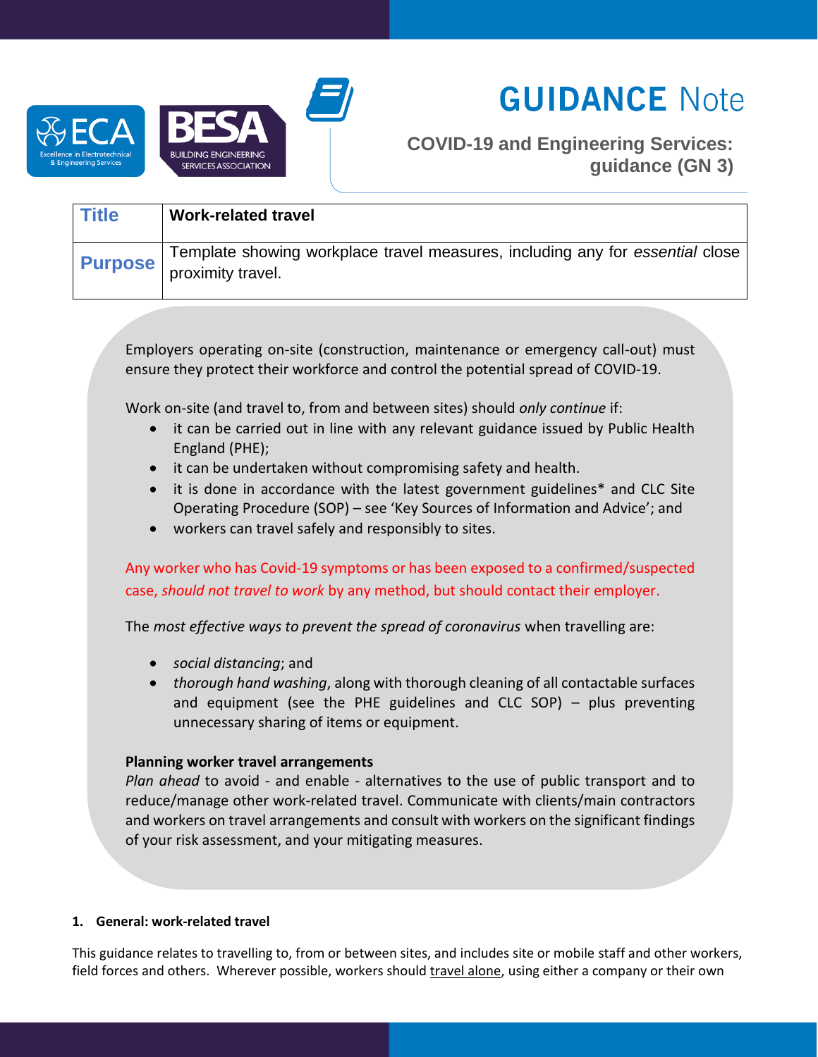# GUIDANCE Note

**COVID-19 and Engineering Services: guidance (GN 3)**

| **Title** | **Work-related travel** |
|---|---|
| **Purpose** | Template showing workplace travel measures, including any for *essential* close proximity travel. |

Employers operating on-site (construction, maintenance or emergency call-out) must ensure they protect their workforce and control the potential spread of COVID-19.

Work on-site (and travel to, from and between sites) should *only continue* if:

- it can be carried out in line with any relevant guidance issued by Public Health England (PHE);
- it can be undertaken without compromising safety and health.
- it is done in accordance with the latest government guidelines* and CLC Site Operating Procedure (SOP) – see 'Key Sources of Information and Advice'; and
- workers can travel safely and responsibly to sites.

Any worker who has Covid-19 symptoms or has been exposed to a confirmed/suspected case, *should not travel to work* by any method, but should contact their employer.

The *most effective ways to prevent the spread of coronavirus* when travelling are:

- *social distancing*; and
- *thorough hand washing*, along with thorough cleaning of all contactable surfaces and equipment (see the PHE guidelines and CLC SOP) – plus preventing unnecessary sharing of items or equipment.

**Planning worker travel arrangements**

*Plan ahead* to avoid - and enable - alternatives to the use of public transport and to reduce/manage other work-related travel. Communicate with clients/main contractors and workers on travel arrangements and consult with workers on the significant findings of your risk assessment, and your mitigating measures.

## 1. General: work-related travel

This guidance relates to travelling to, from or between sites, and includes site or mobile staff and other workers, field forces and others. Wherever possible, workers should travel alone, using either a company or their own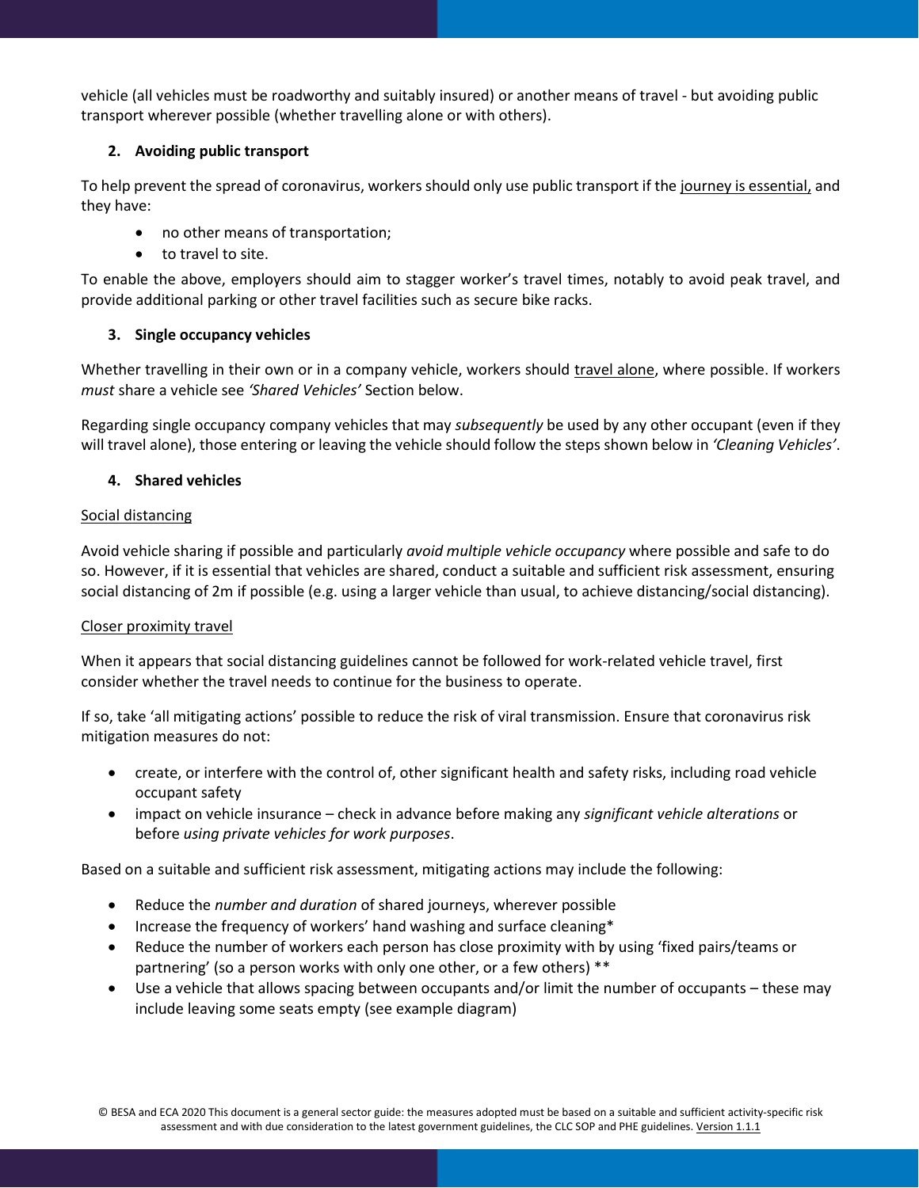vehicle (all vehicles must be roadworthy and suitably insured) or another means of travel - but avoiding public transport wherever possible (whether travelling alone or with others).

### 2. Avoiding public transport

To help prevent the spread of coronavirus, workers should only use public transport if the journey is essential, and they have:

- no other means of transportation;
- to travel to site.

To enable the above, employers should aim to stagger worker's travel times, notably to avoid peak travel, and provide additional parking or other travel facilities such as secure bike racks.

### 3. Single occupancy vehicles

Whether travelling in their own or in a company vehicle, workers should travel alone, where possible. If workers *must* share a vehicle see *'Shared Vehicles'* Section below.

Regarding single occupancy company vehicles that may *subsequently* be used by any other occupant (even if they will travel alone), those entering or leaving the vehicle should follow the steps shown below in *'Cleaning Vehicles'*.

### 4. Shared vehicles

Social distancing

Avoid vehicle sharing if possible and particularly *avoid multiple vehicle occupancy* where possible and safe to do so. However, if it is essential that vehicles are shared, conduct a suitable and sufficient risk assessment, ensuring social distancing of 2m if possible (e.g. using a larger vehicle than usual, to achieve distancing/social distancing).

Closer proximity travel

When it appears that social distancing guidelines cannot be followed for work-related vehicle travel, first consider whether the travel needs to continue for the business to operate.

If so, take 'all mitigating actions' possible to reduce the risk of viral transmission. Ensure that coronavirus risk mitigation measures do not:

- create, or interfere with the control of, other significant health and safety risks, including road vehicle occupant safety
- impact on vehicle insurance – check in advance before making any *significant vehicle alterations* or before *using private vehicles for work purposes*.

Based on a suitable and sufficient risk assessment, mitigating actions may include the following:

- Reduce the *number and duration* of shared journeys, wherever possible
- Increase the frequency of workers' hand washing and surface cleaning*
- Reduce the number of workers each person has close proximity with by using 'fixed pairs/teams or partnering' (so a person works with only one other, or a few others) **
- Use a vehicle that allows spacing between occupants and/or limit the number of occupants – these may include leaving some seats empty (see example diagram)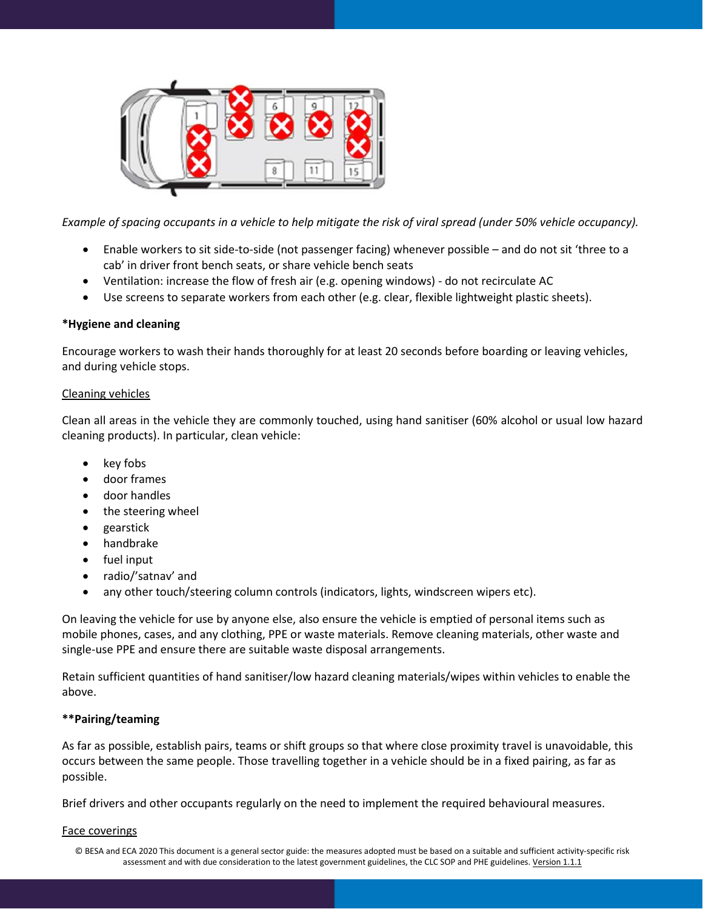*Example of spacing occupants in a vehicle to help mitigate the risk of viral spread (under 50% vehicle occupancy).*

- Enable workers to sit side-to-side (not passenger facing) whenever possible – and do not sit 'three to a cab' in driver front bench seats, or share vehicle bench seats
- Ventilation: increase the flow of fresh air (e.g. opening windows) - do not recirculate AC
- Use screens to separate workers from each other (e.g. clear, flexible lightweight plastic sheets).

**\*Hygiene and cleaning**

Encourage workers to wash their hands thoroughly for at least 20 seconds before boarding or leaving vehicles, and during vehicle stops.

<u>Cleaning vehicles</u>

Clean all areas in the vehicle they are commonly touched, using hand sanitiser (60% alcohol or usual low hazard cleaning products). In particular, clean vehicle:

- key fobs
- door frames
- door handles
- the steering wheel
- gearstick
- handbrake
- fuel input
- radio/'satnav' and
- any other touch/steering column controls (indicators, lights, windscreen wipers etc).

On leaving the vehicle for use by anyone else, also ensure the vehicle is emptied of personal items such as mobile phones, cases, and any clothing, PPE or waste materials. Remove cleaning materials, other waste and single-use PPE and ensure there are suitable waste disposal arrangements.

Retain sufficient quantities of hand sanitiser/low hazard cleaning materials/wipes within vehicles to enable the above.

**\*\*Pairing/teaming**

As far as possible, establish pairs, teams or shift groups so that where close proximity travel is unavoidable, this occurs between the same people. Those travelling together in a vehicle should be in a fixed pairing, as far as possible.

Brief drivers and other occupants regularly on the need to implement the required behavioural measures.

<u>Face coverings</u>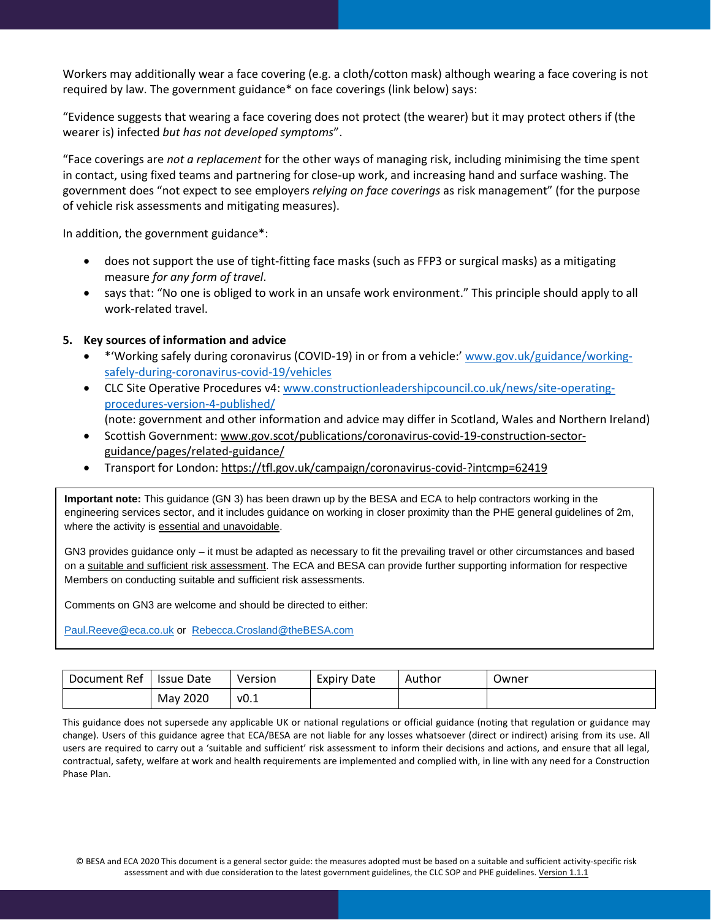Workers may additionally wear a face covering (e.g. a cloth/cotton mask) although wearing a face covering is not required by law. The government guidance* on face coverings (link below) says:

"Evidence suggests that wearing a face covering does not protect (the wearer) but it may protect others if (the wearer is) infected *but has not developed symptoms*".

"Face coverings are *not a replacement* for the other ways of managing risk, including minimising the time spent in contact, using fixed teams and partnering for close-up work, and increasing hand and surface washing. The government does "not expect to see employers *relying on face coverings* as risk management" (for the purpose of vehicle risk assessments and mitigating measures).

In addition, the government guidance*:

- does not support the use of tight-fitting face masks (such as FFP3 or surgical masks) as a mitigating measure *for any form of travel*.
- says that: "No one is obliged to work in an unsafe work environment." This principle should apply to all work-related travel.

## 5. Key sources of information and advice

- *'Working safely during coronavirus (COVID-19) in or from a vehicle:' www.gov.uk/guidance/working-safely-during-coronavirus-covid-19/vehicles
- CLC Site Operative Procedures v4: www.constructionleadershipcouncil.co.uk/news/site-operating-procedures-version-4-published/
  (note: government and other information and advice may differ in Scotland, Wales and Northern Ireland)
- Scottish Government: www.gov.scot/publications/coronavirus-covid-19-construction-sector-guidance/pages/related-guidance/
- Transport for London: https://tfl.gov.uk/campaign/coronavirus-covid-?intcmp=62419

**Important note:** This guidance (GN 3) has been drawn up by the BESA and ECA to help contractors working in the engineering services sector, and it includes guidance on working in closer proximity than the PHE general guidelines of 2m, where the activity is essential and unavoidable.

GN3 provides guidance only – it must be adapted as necessary to fit the prevailing travel or other circumstances and based on a suitable and sufficient risk assessment. The ECA and BESA can provide further supporting information for respective Members on conducting suitable and sufficient risk assessments.

Comments on GN3 are welcome and should be directed to either:

Paul.Reeve@eca.co.uk or Rebecca.Crosland@theBESA.com

| Document Ref | Issue Date | Version | Expiry Date | Author | Owner |
|---|---|---|---|---|---|
| | May 2020 | v0.1 | | | |

This guidance does not supersede any applicable UK or national regulations or official guidance (noting that regulation or guidance may change). Users of this guidance agree that ECA/BESA are not liable for any losses whatsoever (direct or indirect) arising from its use. All users are required to carry out a 'suitable and sufficient' risk assessment to inform their decisions and actions, and ensure that all legal, contractual, safety, welfare at work and health requirements are implemented and complied with, in line with any need for a Construction Phase Plan.

© BESA and ECA 2020 This document is a general sector guide: the measures adopted must be based on a suitable and sufficient activity-specific risk assessment and with due consideration to the latest government guidelines, the CLC SOP and PHE guidelines. Version 1.1.1